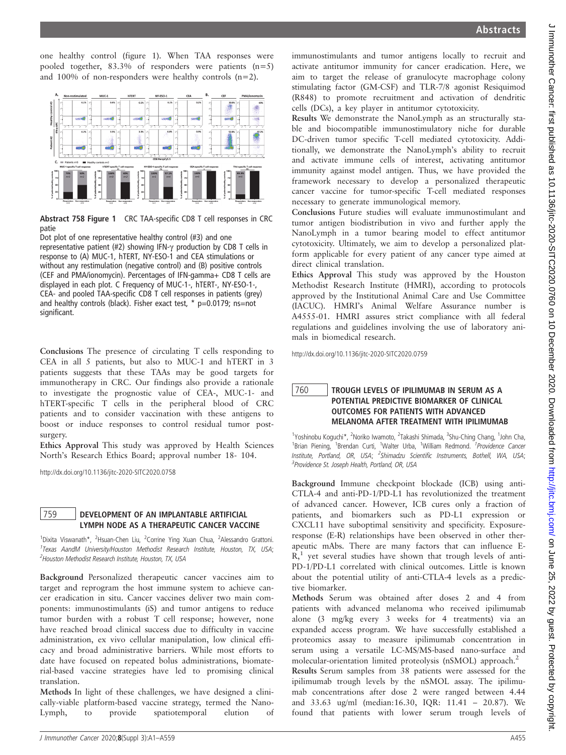one healthy control (figure 1). When TAA responses were pooled together, 83.3% of responders were patients (n=5) and 100% of non-responders were healthy controls (n=2).

**Abstract 758 Figure 1** CRC TAA-specific CD8 T cell responses in CRC patie

Dot plot of one representative healthy control (#3) and one representative patient (#2) showing IFN-γ production by CD8 T cells in response to (A) MUC-1, hTERT, NY-ESO-1 and CEA stimulations or without any restimulation (negative control) and (B) positive controls (CEF and PMA/ionomycin). Percentages of IFN-gamma+ CD8 T cells are displayed in each plot. C Frequency of MUC-1-, hTERT-, NY-ESO-1-, CEA- and pooled TAA-specific CD8 T cell responses in patients (grey) and healthy controls (black). Fisher exact test, * p=0.0179; ns=not significant.

**Conclusions** The presence of circulating T cells responding to CEA in all 5 patients, but also to MUC-1 and hTERT in 3 patients suggests that these TAAs may be good targets for immunotherapy in CRC. Our findings also provide a rationale to investigate the prognostic value of CEA-, MUC-1- and hTERT-specific T cells in the peripheral blood of CRC patients and to consider vaccination with these antigens to boost or induce responses to control residual tumor post-surgery.

**Ethics Approval** This study was approved by Health Sciences North's Research Ethics Board; approval number 18- 104.

http://dx.doi.org/10.1136/jitc-2020-SITC2020.0758

## 759 DEVELOPMENT OF AN IMPLANTABLE ARTIFICIAL LYMPH NODE AS A THERAPEUTIC CANCER VACCINE

[1]Dixita Viswanath*, [2]Hsuan-Chen Liu, [2]Corrine Ying Xuan Chua, [2]Alessandro Grattoni. [1]*Texas AandM University/Houston Methodist Research Institute, Houston, TX, USA*; [2]*Houston Methodist Research Institute, Houston, TX, USA*

**Background** Personalized therapeutic cancer vaccines aim to target and reprogram the host immune system to achieve cancer eradication in situ. Cancer vaccines deliver two main components: immunostimulants (iS) and tumor antigens to reduce tumor burden with a robust T cell response; however, none have reached broad clinical success due to difficulty in vaccine administration, ex vivo cellular manipulation, low clinical efficacy and broad administrative barriers. While most efforts to date have focused on repeated bolus administrations, biomaterial-based vaccine strategies have led to promising clinical translation.

**Methods** In light of these challenges, we have designed a clinically-viable platform-based vaccine strategy, termed the NanoLymph, to provide spatiotemporal elution of immunostimulants and tumor antigens locally to recruit and activate antitumor immunity for cancer eradication. Here, we aim to target the release of granulocyte macrophage colony stimulating factor (GM-CSF) and TLR-7/8 agonist Resiquimod (R848) to promote recruitment and activation of dendritic cells (DCs), a key player in antitumor cytotoxicity.

**Results** We demonstrate the NanoLymph as an structurally stable and biocompatible immunostimulatory niche for durable DC-driven tumor specific T-cell mediated cytotoxicity. Additionally, we demonstrate the NanoLymph's ability to recruit and activate immune cells of interest, activating antitumor immunity against model antigen. Thus, we have provided the framework necessary to develop a personalized therapeutic cancer vaccine for tumor-specific T-cell mediated responses necessary to generate immunological memory.

**Conclusions** Future studies will evaluate immunostimulant and tumor antigen biodistribution in vivo and further apply the NanoLymph in a tumor bearing model to effect antitumor cytotoxicity. Ultimately, we aim to develop a personalized platform applicable for every patient of any cancer type aimed at direct clinical translation.

**Ethics Approval** This study was approved by the Houston Methodist Research Institute (HMRI), according to protocols approved by the Institutional Animal Care and Use Committee (IACUC). HMRI's Animal Welfare Assurance number is A4555-01. HMRI assures strict compliance with all federal regulations and guidelines involving the use of laboratory animals in biomedical research.

http://dx.doi.org/10.1136/jitc-2020-SITC2020.0759

## 760 TROUGH LEVELS OF IPILIMUMAB IN SERUM AS A POTENTIAL PREDICTIVE BIOMARKER OF CLINICAL OUTCOMES FOR PATIENTS WITH ADVANCED MELANOMA AFTER TREATMENT WITH IPILIMUMAB

[1]Yoshinobu Koguchi*, [2]Noriko Iwamoto, [2]Takashi Shimada, [3]Shu-Ching Chang, [1]John Cha, [1]Brian Piening, [1]Brendan Curti, [1]Walter Urba, [1]William Redmond. [1]*Providence Cancer Institute, Portland, OR, USA*; [2]*Shimadzu Scientific Instruments, Bothell, WA, USA*; [3]*Providence St. Joseph Health, Portland, OR, USA*

**Background** Immune checkpoint blockade (ICB) using anti-CTLA-4 and anti-PD-1/PD-L1 has revolutionized the treatment of advanced cancer. However, ICB cures only a fraction of patients, and biomarkers such as PD-L1 expression or CXCL11 have suboptimal sensitivity and specificity. Exposure-response (E-R) relationships have been observed in other therapeutic mAbs. There are many factors that can influence E-R,[1] yet several studies have shown that trough levels of anti-PD-1/PD-L1 correlated with clinical outcomes. Little is known about the potential utility of anti-CTLA-4 levels as a predictive biomarker.

**Methods** Serum was obtained after doses 2 and 4 from patients with advanced melanoma who received ipilimumab alone (3 mg/kg every 3 weeks for 4 treatments) via an expanded access program. We have successfully established a proteomics assay to measure ipilimumab concentration in serum using a versatile LC-MS/MS-based nano-surface and molecular-orientation limited proteolysis (nSMOL) approach.[2]

**Results** Serum samples from 38 patients were assessed for the ipilimumab trough levels by the nSMOL assay. The ipilimumab concentrations after dose 2 were ranged between 4.44 and 33.63 ug/ml (median:16.30, IQR: 11.41 – 20.87). We found that patients with lower serum trough levels of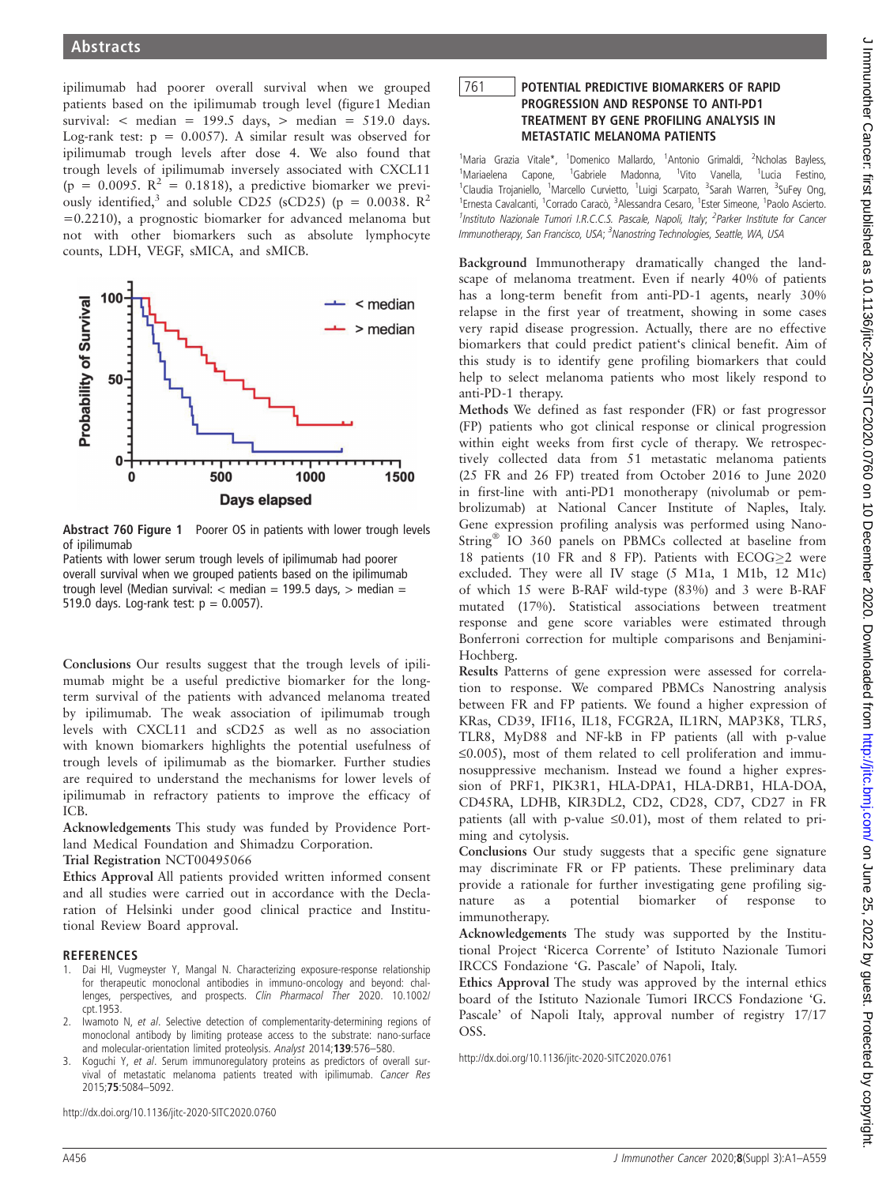ipilimumab had poorer overall survival when we grouped patients based on the ipilimumab trough level (figure1 Median survival: < median = 199.5 days, > median = 519.0 days. Log-rank test: $p = 0.0057$). A similar result was observed for ipilimumab trough levels after dose 4. We also found that trough levels of ipilimumab inversely associated with CXCL11 ($p = 0.0095$. $R^2 = 0.1818$), a predictive biomarker we previously identified,[3] and soluble CD25 (sCD25) ($p = 0.0038$. $R^2 = 0.2210$), a prognostic biomarker for advanced melanoma but not with other biomarkers such as absolute lymphocyte counts, LDH, VEGF, sMICA, and sMICB.

Probability of Survival
100
50
0
0
500
1000
1500
Days elapsed
< median
> median

**Abstract 760 Figure 1** Poorer OS in patients with lower trough levels of ipilimumab

Patients with lower serum trough levels of ipilimumab had poorer overall survival when we grouped patients based on the ipilimumab trough level (Median survival: < median = 199.5 days, > median = 519.0 days. Log-rank test: $p = 0.0057$).

**Conclusions** Our results suggest that the trough levels of ipilimumab might be a useful predictive biomarker for the long-term survival of the patients with advanced melanoma treated by ipilimumab. The weak association of ipilimumab trough levels with CXCL11 and sCD25 as well as no association with known biomarkers highlights the potential usefulness of trough levels of ipilimumab as the biomarker. Further studies are required to understand the mechanisms for lower levels of ipilimumab in refractory patients to improve the efficacy of ICB.

**Acknowledgements** This study was funded by Providence Portland Medical Foundation and Shimadzu Corporation.

**Trial Registration** NCT00495066

**Ethics Approval** All patients provided written informed consent and all studies were carried out in accordance with the Declaration of Helsinki under good clinical practice and Institutional Review Board approval.

## REFERENCES

1. Dai HI, Vugmeyster Y, Mangal N. Characterizing exposure-response relationship for therapeutic monoclonal antibodies in immuno-oncology and beyond: challenges, perspectives, and prospects. *Clin Pharmacol Ther* 2020. 10.1002/cpt.1953.
2. Iwamoto N, *et al*. Selective detection of complementarity-determining regions of monoclonal antibody by limiting protease access to the substrate: nano-surface and molecular-orientation limited proteolysis. *Analyst* 2014;**139**:576–580.
3. Koguchi Y, *et al*. Serum immunoregulatory proteins as predictors of overall survival of metastatic melanoma patients treated with ipilimumab. *Cancer Res* 2015;**75**:5084–5092.

http://dx.doi.org/10.1136/jitc-2020-SITC2020.0760

## 761 POTENTIAL PREDICTIVE BIOMARKERS OF RAPID PROGRESSION AND RESPONSE TO ANTI-PD1 TREATMENT BY GENE PROFILING ANALYSIS IN METASTATIC MELANOMA PATIENTS

[1]Maria Grazia Vitale*, [1]Domenico Mallardo, [1]Antonio Grimaldi, [2]Nicholas Bayless, [1]Mariaelena Capone, [1]Gabriele Madonna, [1]Vito Vanella, [1]Lucia Festino, [1]Claudia Trojaniello, [1]Marcello Curvietto, [1]Luigi Scarpato, [3]Sarah Warren, [3]SuFey Ong, [1]Ernesta Cavalcanti, [1]Corrado Caracò, [3]Alessandra Cesaro, [1]Ester Simeone, [1]Paolo Ascierto. [1]*Instituto Nazionale Tumori I.R.C.C.S. Pascale, Napoli, Italy*; [2]*Parker Institute for Cancer Immunotherapy, San Francisco, USA*; [3]*Nanostring Technologies, Seattle, WA, USA*

**Background** Immunotherapy dramatically changed the landscape of melanoma treatment. Even if nearly 40% of patients has a long-term benefit from anti-PD-1 agents, nearly 30% relapse in the first year of treatment, showing in some cases very rapid disease progression. Actually, there are no effective biomarkers that could predict patient's clinical benefit. Aim of this study is to identify gene profiling biomarkers that could help to select melanoma patients who most likely respond to anti-PD-1 therapy.

**Methods** We defined as fast responder (FR) or fast progressor (FP) patients who got clinical response or clinical progression within eight weeks from first cycle of therapy. We retrospectively collected data from 51 metastatic melanoma patients (25 FR and 26 FP) treated from October 2016 to June 2020 in first-line with anti-PD1 monotherapy (nivolumab or pembrolizumab) at National Cancer Institute of Naples, Italy. Gene expression profiling analysis was performed using NanoString® IO 360 panels on PBMCs collected at baseline from 18 patients (10 FR and 8 FP). Patients with ECOG≥2 were excluded. They were all IV stage (5 M1a, 1 M1b, 12 M1c) of which 15 were B-RAF wild-type (83%) and 3 were B-RAF mutated (17%). Statistical associations between treatment response and gene score variables were estimated through Bonferroni correction for multiple comparisons and Benjamini-Hochberg.

**Results** Patterns of gene expression were assessed for correlation to response. We compared PBMCs Nanostring analysis between FR and FP patients. We found a higher expression of KRas, CD39, IFI16, IL18, FCGR2A, IL1RN, MAP3K8, TLR5, TLR8, MyD88 and NF-kB in FP patients (all with p-value $\leq 0.005$), most of them related to cell proliferation and immunosuppressive mechanism. Instead we found a higher expression of PRF1, PIK3R1, HLA-DPA1, HLA-DRB1, HLA-DOA, CD45RA, LDHB, KIR3DL2, CD2, CD28, CD7, CD27 in FR patients (all with p-value $\leq 0.01$), most of them related to priming and cytolysis.

**Conclusions** Our study suggests that a specific gene signature may discriminate FR or FP patients. These preliminary data provide a rationale for further investigating gene profiling signature as a potential biomarker of response to immunotherapy.

**Acknowledgements** The study was supported by the Institutional Project 'Ricerca Corrente' of Istituto Nazionale Tumori IRCCS Fondazione 'G. Pascale' of Napoli, Italy.

**Ethics Approval** The study was approved by the internal ethics board of the Istituto Nazionale Tumori IRCCS Fondazione 'G. Pascale' of Napoli Italy, approval number of registry 17/17 OSS.

http://dx.doi.org/10.1136/jitc-2020-SITC2020.0761